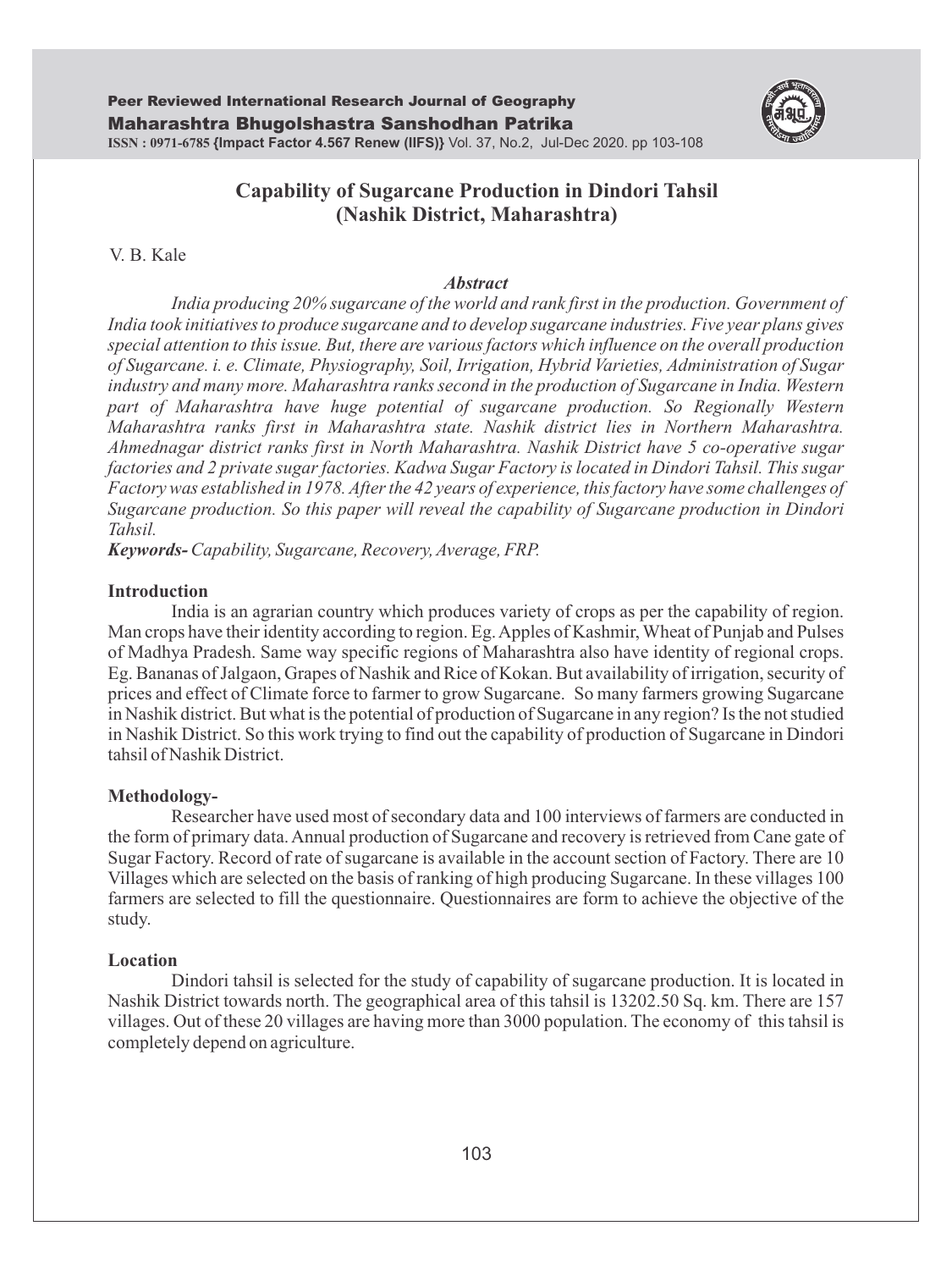# Capability of Sugarcane Production in Dindori Tahsil (Nashik District, Maharashtra)

V. B. Kale

***Abstract***

*India producing 20% sugarcane of the world and rank first in the production. Government of India took initiatives to produce sugarcane and to develop sugarcane industries. Five year plans gives special attention to this issue. But, there are various factors which influence on the overall production of Sugarcane. i. e. Climate, Physiography, Soil, Irrigation, Hybrid Varieties, Administration of Sugar industry and many more. Maharashtra ranks second in the production of Sugarcane in India. Western part of Maharashtra have huge potential of sugarcane production. So Regionally Western Maharashtra ranks first in Maharashtra state. Nashik district lies in Northern Maharashtra. Ahmednagar district ranks first in North Maharashtra. Nashik District have 5 co-operative sugar factories and 2 private sugar factories. Kadwa Sugar Factory is located in Dindori Tahsil. This sugar Factory was established in 1978. After the 42 years of experience, this factory have some challenges of Sugarcane production. So this paper will reveal the capability of Sugarcane production in Dindori Tahsil.*

***Keywords-*** *Capability, Sugarcane, Recovery, Average, FRP.*

## Introduction

India is an agrarian country which produces variety of crops as per the capability of region. Man crops have their identity according to region. Eg. Apples of Kashmir, Wheat of Punjab and Pulses of Madhya Pradesh. Same way specific regions of Maharashtra also have identity of regional crops. Eg. Bananas of Jalgaon, Grapes of Nashik and Rice of Kokan. But availability of irrigation, security of prices and effect of Climate force to farmer to grow Sugarcane. So many farmers growing Sugarcane in Nashik district. But what is the potential of production of Sugarcane in any region? Is the not studied in Nashik District. So this work trying to find out the capability of production of Sugarcane in Dindori tahsil of Nashik District.

## Methodology-

Researcher have used most of secondary data and 100 interviews of farmers are conducted in the form of primary data. Annual production of Sugarcane and recovery is retrieved from Cane gate of Sugar Factory. Record of rate of sugarcane is available in the account section of Factory. There are 10 Villages which are selected on the basis of ranking of high producing Sugarcane. In these villages 100 farmers are selected to fill the questionnaire. Questionnaires are form to achieve the objective of the study.

## Location

Dindori tahsil is selected for the study of capability of sugarcane production. It is located in Nashik District towards north. The geographical area of this tahsil is 13202.50 Sq. km. There are 157 villages. Out of these 20 villages are having more than 3000 population. The economy of this tahsil is completely depend on agriculture.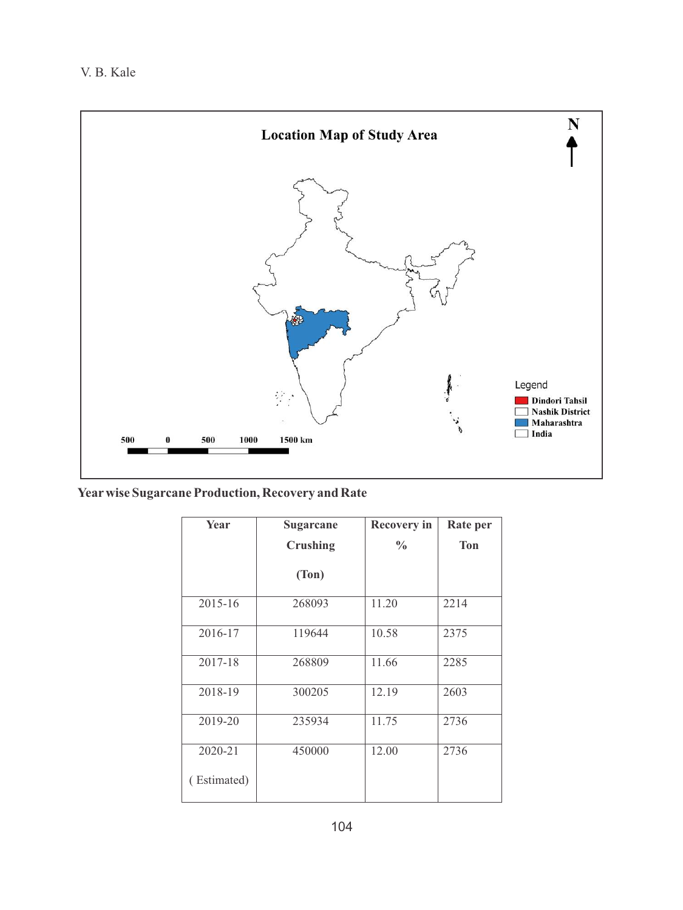**Year wise Sugarcane Production, Recovery and Rate**

| Year | Sugarcane Crushing (Ton) | Recovery in % | Rate per Ton |
|---|---|---|---|
| 2015-16 | 268093 | 11.20 | 2214 |
| 2016-17 | 119644 | 10.58 | 2375 |
| 2017-18 | 268809 | 11.66 | 2285 |
| 2018-19 | 300205 | 12.19 | 2603 |
| 2019-20 | 235934 | 11.75 | 2736 |
| 2020-21 ( Estimated) | 450000 | 12.00 | 2736 |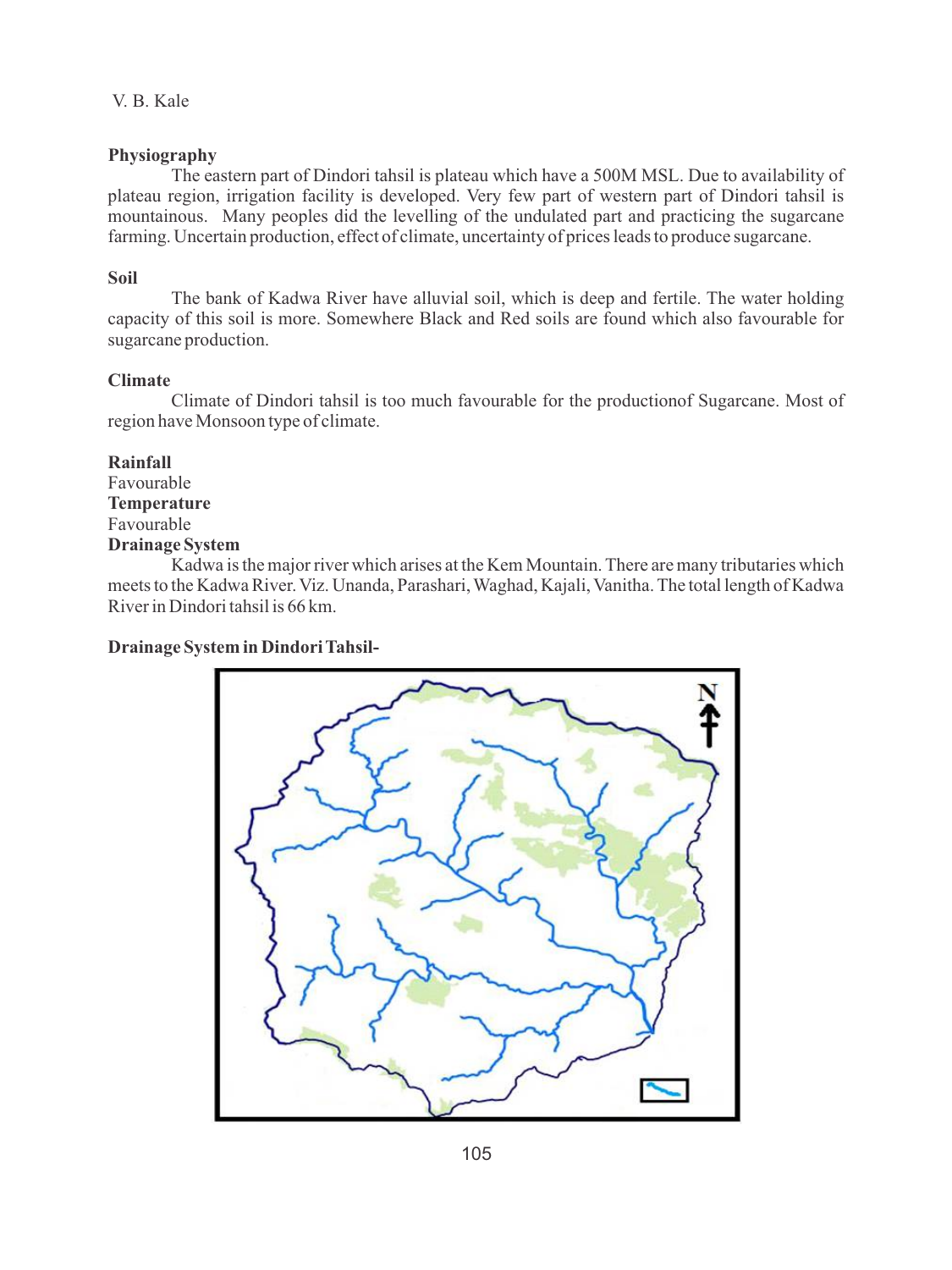### Physiography

The eastern part of Dindori tahsil is plateau which have a 500M MSL. Due to availability of plateau region, irrigation facility is developed. Very few part of western part of Dindori tahsil is mountainous. Many peoples did the levelling of the undulated part and practicing the sugarcane farming. Uncertain production, effect of climate, uncertainty of prices leads to produce sugarcane.

### Soil

The bank of Kadwa River have alluvial soil, which is deep and fertile. The water holding capacity of this soil is more. Somewhere Black and Red soils are found which also favourable for sugarcane production.

### Climate

Climate of Dindori tahsil is too much favourable for the productionof Sugarcane. Most of region have Monsoon type of climate.

### Rainfall

Favourable

### Temperature

Favourable

### Drainage System

Kadwa is the major river which arises at the Kem Mountain. There are many tributaries which meets to the Kadwa River. Viz. Unanda, Parashari, Waghad, Kajali, Vanitha. The total length of Kadwa River in Dindori tahsil is 66 km.

**Drainage System in Dindori Tahsil-**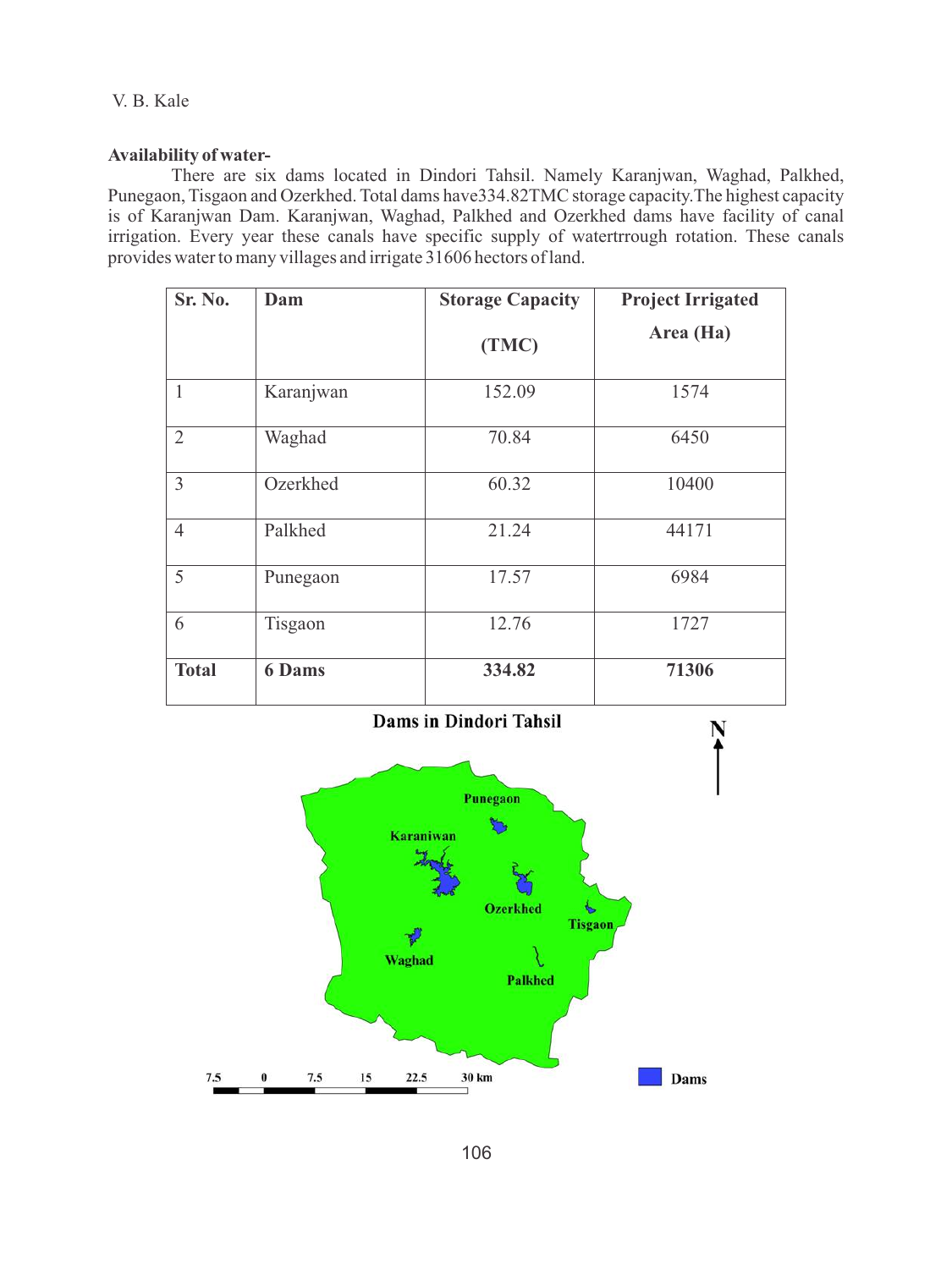**Availability of water-**

There are six dams located in Dindori Tahsil. Namely Karanjwan, Waghad, Palkhed, Punegaon, Tisgaon and Ozerkhed. Total dams have334.82TMC storage capacity.The highest capacity is of Karanjwan Dam. Karanjwan, Waghad, Palkhed and Ozerkhed dams have facility of canal irrigation. Every year these canals have specific supply of watertrrough rotation. These canals provides water to many villages and irrigate 31606 hectors of land.

| Sr. No. | Dam | Storage Capacity (TMC) | Project Irrigated Area (Ha) |
|---|---|---|---|
| 1 | Karanjwan | 152.09 | 1574 |
| 2 | Waghad | 70.84 | 6450 |
| 3 | Ozerkhed | 60.32 | 10400 |
| 4 | Palkhed | 21.24 | 44171 |
| 5 | Punegaon | 17.57 | 6984 |
| 6 | Tisgaon | 12.76 | 1727 |
| **Total** | **6 Dams** | **334.82** | **71306** |

**Dams in Dindori Tahsil**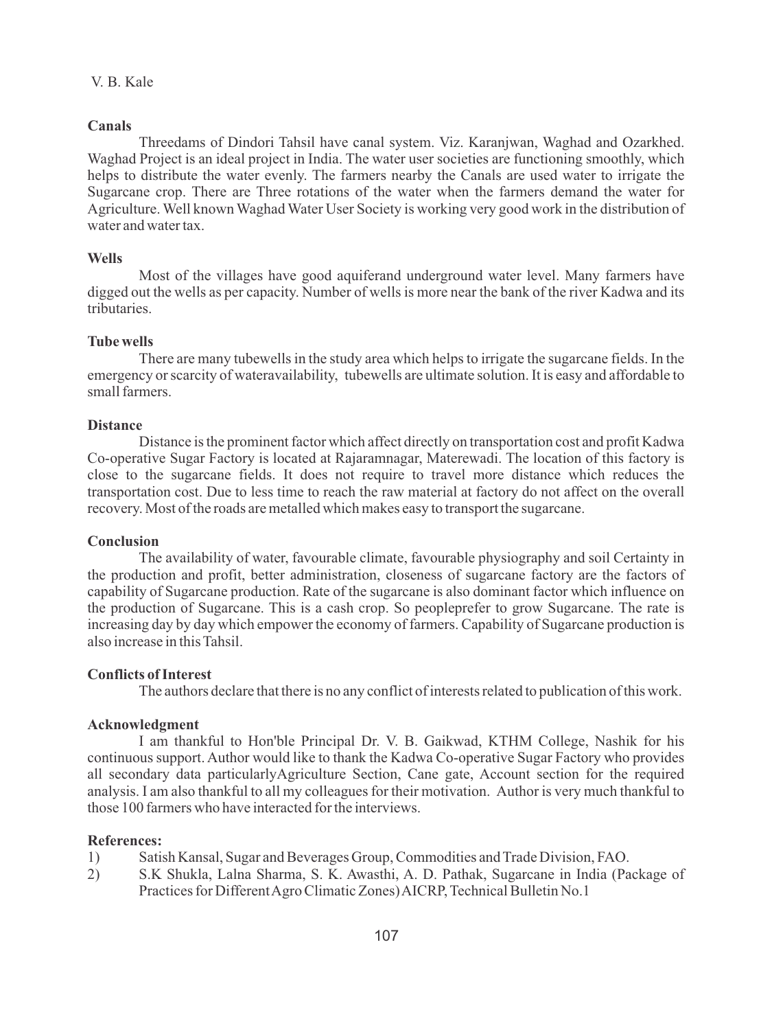### Canals

Threedams of Dindori Tahsil have canal system. Viz. Karanjwan, Waghad and Ozarkhed. Waghad Project is an ideal project in India. The water user societies are functioning smoothly, which helps to distribute the water evenly. The farmers nearby the Canals are used water to irrigate the Sugarcane crop. There are Three rotations of the water when the farmers demand the water for Agriculture. Well known Waghad Water User Society is working very good work in the distribution of water and water tax.

### Wells

Most of the villages have good aquiferand underground water level. Many farmers have digged out the wells as per capacity. Number of wells is more near the bank of the river Kadwa and its tributaries.

### Tube wells

There are many tubewells in the study area which helps to irrigate the sugarcane fields. In the emergency or scarcity of wateravailability, tubewells are ultimate solution. It is easy and affordable to small farmers.

### Distance

Distance is the prominent factor which affect directly on transportation cost and profit Kadwa Co-operative Sugar Factory is located at Rajaramnagar, Materewadi. The location of this factory is close to the sugarcane fields. It does not require to travel more distance which reduces the transportation cost. Due to less time to reach the raw material at factory do not affect on the overall recovery. Most of the roads are metalled which makes easy to transport the sugarcane.

### Conclusion

The availability of water, favourable climate, favourable physiography and soil Certainty in the production and profit, better administration, closeness of sugarcane factory are the factors of capability of Sugarcane production. Rate of the sugarcane is also dominant factor which influence on the production of Sugarcane. This is a cash crop. So peopleprefer to grow Sugarcane. The rate is increasing day by day which empower the economy of farmers. Capability of Sugarcane production is also increase in this Tahsil.

### Conflicts of Interest

The authors declare that there is no any conflict of interests related to publication of this work.

### Acknowledgment

I am thankful to Hon'ble Principal Dr. V. B. Gaikwad, KTHM College, Nashik for his continuous support. Author would like to thank the Kadwa Co-operative Sugar Factory who provides all secondary data particularlyAgriculture Section, Cane gate, Account section for the required analysis. I am also thankful to all my colleagues for their motivation. Author is very much thankful to those 100 farmers who have interacted for the interviews.

### References:

1) Satish Kansal, Sugar and Beverages Group, Commodities and Trade Division, FAO.
2) S.K Shukla, Lalna Sharma, S. K. Awasthi, A. D. Pathak, Sugarcane in India (Package of Practices for Different Agro Climatic Zones) AICRP, Technical Bulletin No.1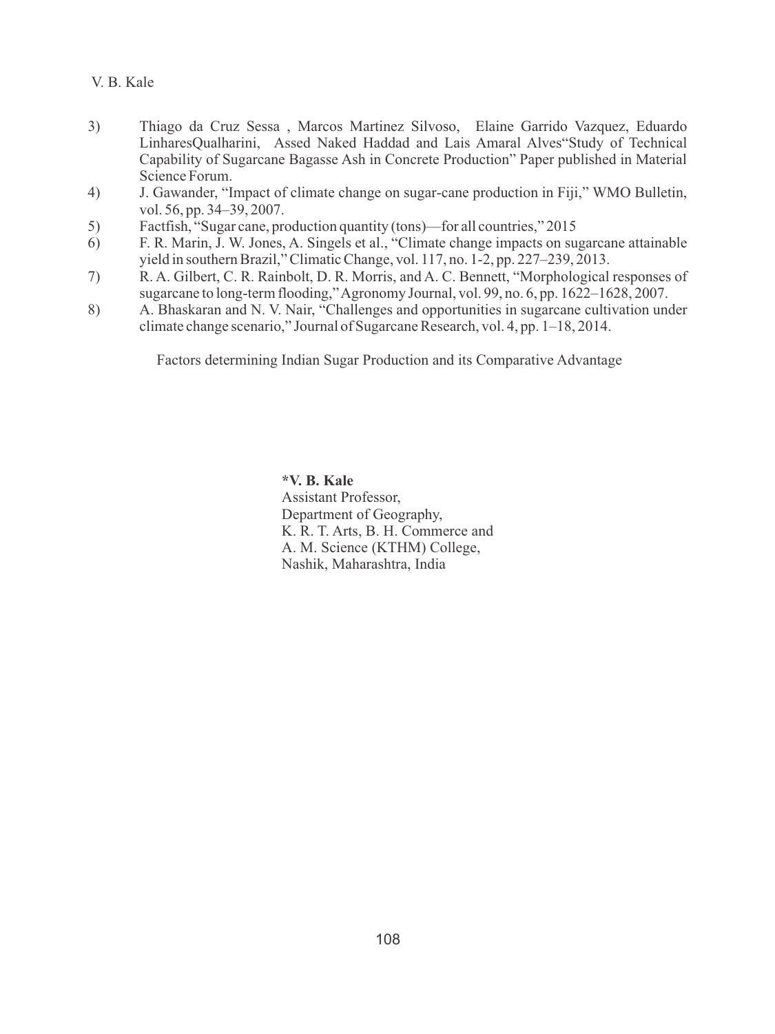3) Thiago da Cruz Sessa , Marcos Martinez Silvoso, Elaine Garrido Vazquez, Eduardo LinharesQualharini, Assed Naked Haddad and Lais Amaral Alves"Study of Technical Capability of Sugarcane Bagasse Ash in Concrete Production" Paper published in Material Science Forum.
4) J. Gawander, "Impact of climate change on sugar-cane production in Fiji," WMO Bulletin, vol. 56, pp. 34–39, 2007.
5) Factfish, "Sugar cane, production quantity (tons)—for all countries," 2015
6) F. R. Marin, J. W. Jones, A. Singels et al., "Climate change impacts on sugarcane attainable yield in southern Brazil," Climatic Change, vol. 117, no. 1-2, pp. 227–239, 2013.
7) R. A. Gilbert, C. R. Rainbolt, D. R. Morris, and A. C. Bennett, "Morphological responses of sugarcane to long-term flooding," Agronomy Journal, vol. 99, no. 6, pp. 1622–1628, 2007.
8) A. Bhaskaran and N. V. Nair, "Challenges and opportunities in sugarcane cultivation under climate change scenario," Journal of Sugarcane Research, vol. 4, pp. 1–18, 2014.

Factors determining Indian Sugar Production and its Comparative Advantage

**\*V. B. Kale**
Assistant Professor,
Department of Geography,
K. R. T. Arts, B. H. Commerce and
A. M. Science (KTHM) College,
Nashik, Maharashtra, India